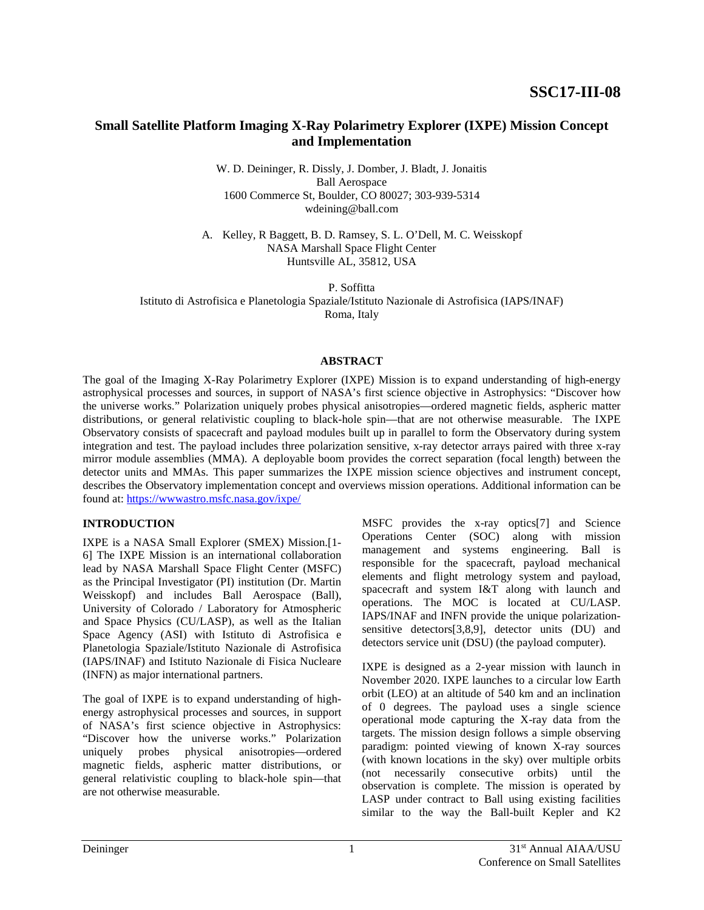SSC17-III-08

# Small Satellite Platform Imaging X-Ray Polarimetry Explorer (IXPE) Mission Concept and Implementation

W. D. Deininger, R. Dissly, J. Domber, J. Bladt, J. Jonaitis
Ball Aerospace
1600 Commerce St, Boulder, CO 80027; 303-939-5314
wdeining@ball.com

A. Kelley, R Baggett, B. D. Ramsey, S. L. O'Dell, M. C. Weisskopf
NASA Marshall Space Flight Center
Huntsville AL, 35812, USA

P. Soffitta
Istituto di Astrofisica e Planetologia Spaziale/Istituto Nazionale di Astrofisica (IAPS/INAF)
Roma, Italy

## ABSTRACT

The goal of the Imaging X-Ray Polarimetry Explorer (IXPE) Mission is to expand understanding of high-energy astrophysical processes and sources, in support of NASA's first science objective in Astrophysics: "Discover how the universe works." Polarization uniquely probes physical anisotropies—ordered magnetic fields, aspheric matter distributions, or general relativistic coupling to black-hole spin—that are not otherwise measurable. The IXPE Observatory consists of spacecraft and payload modules built up in parallel to form the Observatory during system integration and test. The payload includes three polarization sensitive, x-ray detector arrays paired with three x-ray mirror module assemblies (MMA). A deployable boom provides the correct separation (focal length) between the detector units and MMAs. This paper summarizes the IXPE mission science objectives and instrument concept, describes the Observatory implementation concept and overviews mission operations. Additional information can be found at: https://wwwastro.msfc.nasa.gov/ixpe/

## INTRODUCTION

IXPE is a NASA Small Explorer (SMEX) Mission.[1-6] The IXPE Mission is an international collaboration lead by NASA Marshall Space Flight Center (MSFC) as the Principal Investigator (PI) institution (Dr. Martin Weisskopf) and includes Ball Aerospace (Ball), University of Colorado / Laboratory for Atmospheric and Space Physics (CU/LASP), as well as the Italian Space Agency (ASI) with Istituto di Astrofisica e Planetologia Spaziale/Istituto Nazionale di Astrofisica (IAPS/INAF) and Istituto Nazionale di Fisica Nucleare (INFN) as major international partners.

The goal of IXPE is to expand understanding of high-energy astrophysical processes and sources, in support of NASA's first science objective in Astrophysics: "Discover how the universe works." Polarization uniquely probes physical anisotropies—ordered magnetic fields, aspheric matter distributions, or general relativistic coupling to black-hole spin—that are not otherwise measurable.

MSFC provides the x-ray optics[7] and Science Operations Center (SOC) along with mission management and systems engineering. Ball is responsible for the spacecraft, payload mechanical elements and flight metrology system and payload, spacecraft and system I&T along with launch and operations. The MOC is located at CU/LASP. IAPS/INAF and INFN provide the unique polarization-sensitive detectors[3,8,9], detector units (DU) and detectors service unit (DSU) (the payload computer).

IXPE is designed as a 2-year mission with launch in November 2020. IXPE launches to a circular low Earth orbit (LEO) at an altitude of 540 km and an inclination of 0 degrees. The payload uses a single science operational mode capturing the X-ray data from the targets. The mission design follows a simple observing paradigm: pointed viewing of known X-ray sources (with known locations in the sky) over multiple orbits (not necessarily consecutive orbits) until the observation is complete. The mission is operated by LASP under contract to Ball using existing facilities similar to the way the Ball-built Kepler and K2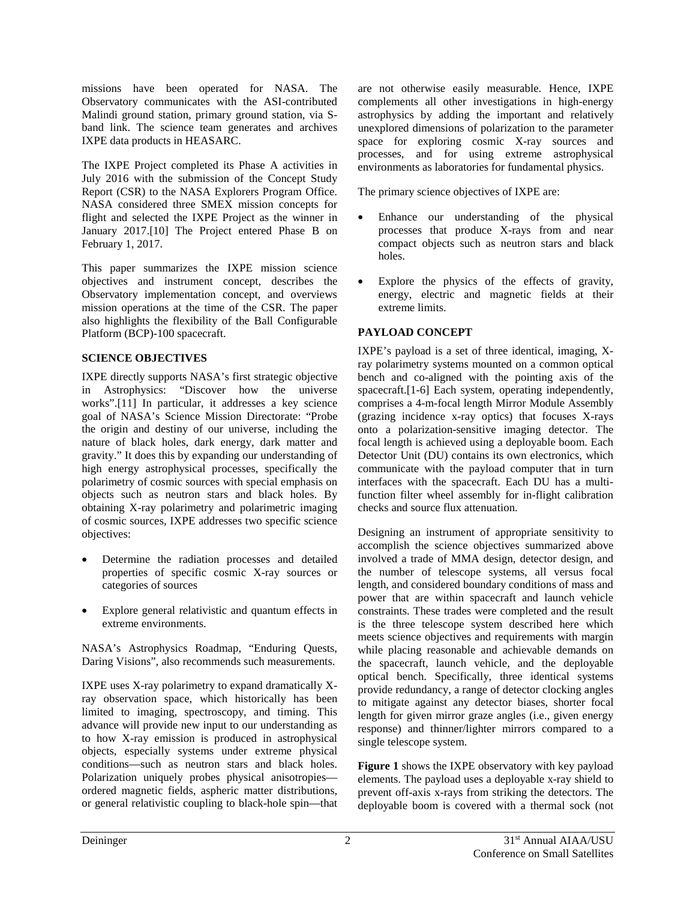missions have been operated for NASA. The Observatory communicates with the ASI-contributed Malindi ground station, primary ground station, via S-band link. The science team generates and archives IXPE data products in HEASARC.

The IXPE Project completed its Phase A activities in July 2016 with the submission of the Concept Study Report (CSR) to the NASA Explorers Program Office. NASA considered three SMEX mission concepts for flight and selected the IXPE Project as the winner in January 2017.[10] The Project entered Phase B on February 1, 2017.

This paper summarizes the IXPE mission science objectives and instrument concept, describes the Observatory implementation concept, and overviews mission operations at the time of the CSR. The paper also highlights the flexibility of the Ball Configurable Platform (BCP)-100 spacecraft.

## SCIENCE OBJECTIVES

IXPE directly supports NASA's first strategic objective in Astrophysics: "Discover how the universe works".[11] In particular, it addresses a key science goal of NASA's Science Mission Directorate: "Probe the origin and destiny of our universe, including the nature of black holes, dark energy, dark matter and gravity." It does this by expanding our understanding of high energy astrophysical processes, specifically the polarimetry of cosmic sources with special emphasis on objects such as neutron stars and black holes. By obtaining X-ray polarimetry and polarimetric imaging of cosmic sources, IXPE addresses two specific science objectives:

- Determine the radiation processes and detailed properties of specific cosmic X-ray sources or categories of sources
- Explore general relativistic and quantum effects in extreme environments.

NASA's Astrophysics Roadmap, "Enduring Quests, Daring Visions", also recommends such measurements.

IXPE uses X-ray polarimetry to expand dramatically X-ray observation space, which historically has been limited to imaging, spectroscopy, and timing. This advance will provide new input to our understanding as to how X-ray emission is produced in astrophysical objects, especially systems under extreme physical conditions—such as neutron stars and black holes. Polarization uniquely probes physical anisotropies—ordered magnetic fields, aspheric matter distributions, or general relativistic coupling to black-hole spin—that are not otherwise easily measurable. Hence, IXPE complements all other investigations in high-energy astrophysics by adding the important and relatively unexplored dimensions of polarization to the parameter space for exploring cosmic X-ray sources and processes, and for using extreme astrophysical environments as laboratories for fundamental physics.

The primary science objectives of IXPE are:

- Enhance our understanding of the physical processes that produce X-rays from and near compact objects such as neutron stars and black holes.
- Explore the physics of the effects of gravity, energy, electric and magnetic fields at their extreme limits.

## PAYLOAD CONCEPT

IXPE's payload is a set of three identical, imaging, X-ray polarimetry systems mounted on a common optical bench and co-aligned with the pointing axis of the spacecraft.[1-6] Each system, operating independently, comprises a 4-m-focal length Mirror Module Assembly (grazing incidence x-ray optics) that focuses X-rays onto a polarization-sensitive imaging detector. The focal length is achieved using a deployable boom. Each Detector Unit (DU) contains its own electronics, which communicate with the payload computer that in turn interfaces with the spacecraft. Each DU has a multi-function filter wheel assembly for in-flight calibration checks and source flux attenuation.

Designing an instrument of appropriate sensitivity to accomplish the science objectives summarized above involved a trade of MMA design, detector design, and the number of telescope systems, all versus focal length, and considered boundary conditions of mass and power that are within spacecraft and launch vehicle constraints. These trades were completed and the result is the three telescope system described here which meets science objectives and requirements with margin while placing reasonable and achievable demands on the spacecraft, launch vehicle, and the deployable optical bench. Specifically, three identical systems provide redundancy, a range of detector clocking angles to mitigate against any detector biases, shorter focal length for given mirror graze angles (i.e., given energy response) and thinner/lighter mirrors compared to a single telescope system.

**Figure 1** shows the IXPE observatory with key payload elements. The payload uses a deployable x-ray shield to prevent off-axis x-rays from striking the detectors. The deployable boom is covered with a thermal sock (not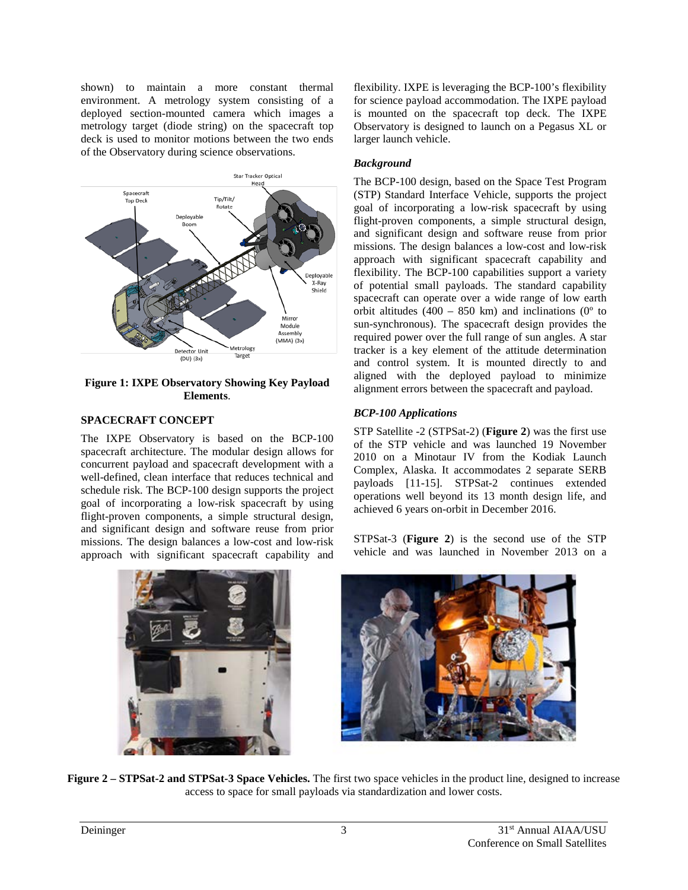shown) to maintain a more constant thermal environment. A metrology system consisting of a deployed section-mounted camera which images a metrology target (diode string) on the spacecraft top deck is used to monitor motions between the two ends of the Observatory during science observations.

**Figure 1: IXPE Observatory Showing Key Payload Elements**.

## SPACECRAFT CONCEPT

The IXPE Observatory is based on the BCP-100 spacecraft architecture. The modular design allows for concurrent payload and spacecraft development with a well-defined, clean interface that reduces technical and schedule risk. The BCP-100 design supports the project goal of incorporating a low-risk spacecraft by using flight-proven components, a simple structural design, and significant design and software reuse from prior missions. The design balances a low-cost and low-risk approach with significant spacecraft capability and flexibility. IXPE is leveraging the BCP-100's flexibility for science payload accommodation. The IXPE payload is mounted on the spacecraft top deck. The IXPE Observatory is designed to launch on a Pegasus XL or larger launch vehicle.

### *Background*

The BCP-100 design, based on the Space Test Program (STP) Standard Interface Vehicle, supports the project goal of incorporating a low-risk spacecraft by using flight-proven components, a simple structural design, and significant design and software reuse from prior missions. The design balances a low-cost and low-risk approach with significant spacecraft capability and flexibility. The BCP-100 capabilities support a variety of potential small payloads. The standard capability spacecraft can operate over a wide range of low earth orbit altitudes (400 – 850 km) and inclinations (0º to sun-synchronous). The spacecraft design provides the required power over the full range of sun angles. A star tracker is a key element of the attitude determination and control system. It is mounted directly to and aligned with the deployed payload to minimize alignment errors between the spacecraft and payload.

### *BCP-100 Applications*

STP Satellite -2 (STPSat-2) (**Figure 2**) was the first use of the STP vehicle and was launched 19 November 2010 on a Minotaur IV from the Kodiak Launch Complex, Alaska. It accommodates 2 separate SERB payloads [11-15]. STPSat-2 continues extended operations well beyond its 13 month design life, and achieved 6 years on-orbit in December 2016.

STPSat-3 (**Figure 2**) is the second use of the STP vehicle and was launched in November 2013 on a

**Figure 2 – STPSat-2 and STPSat-3 Space Vehicles.** The first two space vehicles in the product line, designed to increase access to space for small payloads via standardization and lower costs.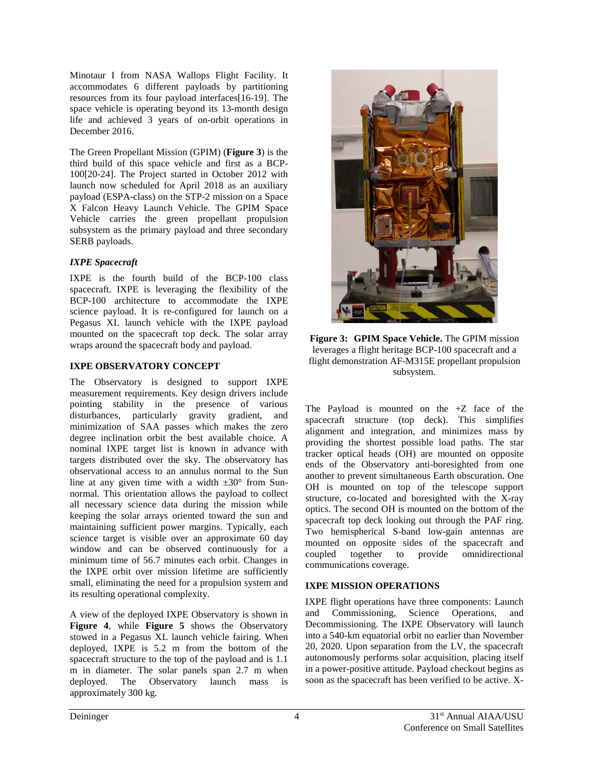Minotaur I from NASA Wallops Flight Facility. It accommodates 6 different payloads by partitioning resources from its four payload interfaces[16-19]. The space vehicle is operating beyond its 13-month design life and achieved 3 years of on-orbit operations in December 2016.

The Green Propellant Mission (GPIM) (**Figure 3**) is the third build of this space vehicle and first as a BCP-100[20-24]. The Project started in October 2012 with launch now scheduled for April 2018 as an auxiliary payload (ESPA-class) on the STP-2 mission on a Space X Falcon Heavy Launch Vehicle. The GPIM Space Vehicle carries the green propellant propulsion subsystem as the primary payload and three secondary SERB payloads.

### *IXPE Spacecraft*

IXPE is the fourth build of the BCP-100 class spacecraft. IXPE is leveraging the flexibility of the BCP-100 architecture to accommodate the IXPE science payload. It is re-configured for launch on a Pegasus XL launch vehicle with the IXPE payload mounted on the spacecraft top deck. The solar array wraps around the spacecraft body and payload.

**Figure 3: GPIM Space Vehicle.** The GPIM mission leverages a flight heritage BCP-100 spacecraft and a flight demonstration AF-M315E propellant propulsion subsystem.

## IXPE OBSERVATORY CONCEPT

The Observatory is designed to support IXPE measurement requirements. Key design drivers include pointing stability in the presence of various disturbances, particularly gravity gradient, and minimization of SAA passes which makes the zero degree inclination orbit the best available choice. A nominal IXPE target list is known in advance with targets distributed over the sky. The observatory has observational access to an annulus normal to the Sun line at any given time with a width ±30° from Sun-normal. This orientation allows the payload to collect all necessary science data during the mission while keeping the solar arrays oriented toward the sun and maintaining sufficient power margins. Typically, each science target is visible over an approximate 60 day window and can be observed continuously for a minimum time of 56.7 minutes each orbit. Changes in the IXPE orbit over mission lifetime are sufficiently small, eliminating the need for a propulsion system and its resulting operational complexity.

A view of the deployed IXPE Observatory is shown in **Figure 4**, while **Figure 5** shows the Observatory stowed in a Pegasus XL launch vehicle fairing. When deployed, IXPE is 5.2 m from the bottom of the spacecraft structure to the top of the payload and is 1.1 m in diameter. The solar panels span 2.7 m when deployed. The Observatory launch mass is approximately 300 kg.

The Payload is mounted on the +Z face of the spacecraft structure (top deck). This simplifies alignment and integration, and minimizes mass by providing the shortest possible load paths. The star tracker optical heads (OH) are mounted on opposite ends of the Observatory anti-boresighted from one another to prevent simultaneous Earth obscuration. One OH is mounted on top of the telescope support structure, co-located and boresighted with the X-ray optics. The second OH is mounted on the bottom of the spacecraft top deck looking out through the PAF ring. Two hemispherical S-band low-gain antennas are mounted on opposite sides of the spacecraft and coupled together to provide omnidirectional communications coverage.

## IXPE MISSION OPERATIONS

IXPE flight operations have three components: Launch and Commissioning, Science Operations, and Decommissioning. The IXPE Observatory will launch into a 540-km equatorial orbit no earlier than November 20, 2020. Upon separation from the LV, the spacecraft autonomously performs solar acquisition, placing itself in a power-positive attitude. Payload checkout begins as soon as the spacecraft has been verified to be active. X-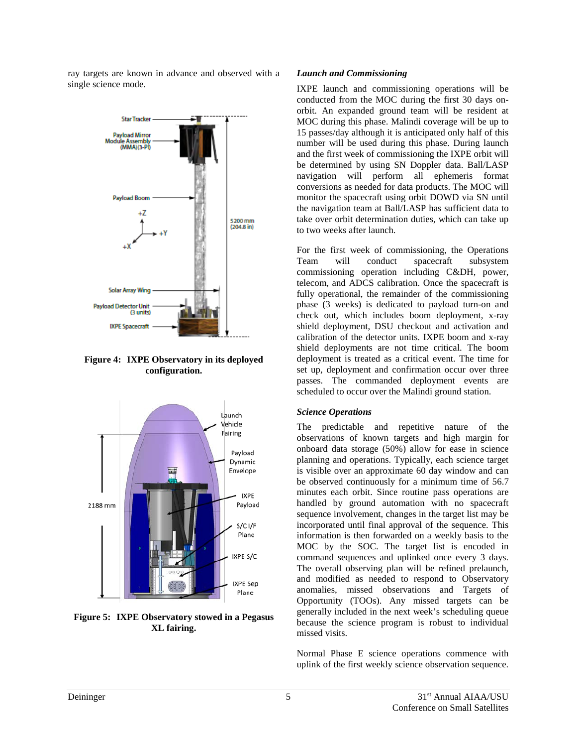ray targets are known in advance and observed with a single science mode.

**Figure 4: IXPE Observatory in its deployed configuration.**

**Figure 5: IXPE Observatory stowed in a Pegasus XL fairing.**

### *Launch and Commissioning*

IXPE launch and commissioning operations will be conducted from the MOC during the first 30 days on-orbit. An expanded ground team will be resident at MOC during this phase. Malindi coverage will be up to 15 passes/day although it is anticipated only half of this number will be used during this phase. During launch and the first week of commissioning the IXPE orbit will be determined by using SN Doppler data. Ball/LASP navigation will perform all ephemeris format conversions as needed for data products. The MOC will monitor the spacecraft using orbit DOWD via SN until the navigation team at Ball/LASP has sufficient data to take over orbit determination duties, which can take up to two weeks after launch.

For the first week of commissioning, the Operations Team will conduct spacecraft subsystem commissioning operation including C&DH, power, telecom, and ADCS calibration. Once the spacecraft is fully operational, the remainder of the commissioning phase (3 weeks) is dedicated to payload turn-on and check out, which includes boom deployment, x-ray shield deployment, DSU checkout and activation and calibration of the detector units. IXPE boom and x-ray shield deployments are not time critical. The boom deployment is treated as a critical event. The time for set up, deployment and confirmation occur over three passes. The commanded deployment events are scheduled to occur over the Malindi ground station.

### *Science Operations*

The predictable and repetitive nature of the observations of known targets and high margin for onboard data storage (50%) allow for ease in science planning and operations. Typically, each science target is visible over an approximate 60 day window and can be observed continuously for a minimum time of 56.7 minutes each orbit. Since routine pass operations are handled by ground automation with no spacecraft sequence involvement, changes in the target list may be incorporated until final approval of the sequence. This information is then forwarded on a weekly basis to the MOC by the SOC. The target list is encoded in command sequences and uplinked once every 3 days. The overall observing plan will be refined prelaunch, and modified as needed to respond to Observatory anomalies, missed observations and Targets of Opportunity (TOOs). Any missed targets can be generally included in the next week's scheduling queue because the science program is robust to individual missed visits.

Normal Phase E science operations commence with uplink of the first weekly science observation sequence.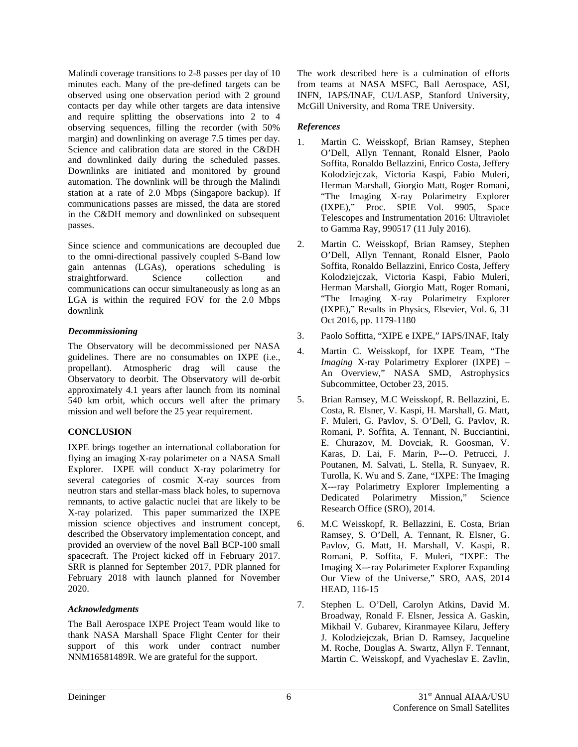Malindi coverage transitions to 2-8 passes per day of 10 minutes each. Many of the pre-defined targets can be observed using one observation period with 2 ground contacts per day while other targets are data intensive and require splitting the observations into 2 to 4 observing sequences, filling the recorder (with 50% margin) and downlinking on average 7.5 times per day. Science and calibration data are stored in the C&DH and downlinked daily during the scheduled passes. Downlinks are initiated and monitored by ground automation. The downlink will be through the Malindi station at a rate of 2.0 Mbps (Singapore backup). If communications passes are missed, the data are stored in the C&DH memory and downlinked on subsequent passes.

Since science and communications are decoupled due to the omni-directional passively coupled S-Band low gain antennas (LGAs), operations scheduling is straightforward. Science collection and communications can occur simultaneously as long as an LGA is within the required FOV for the 2.0 Mbps downlink

### *Decommissioning*

The Observatory will be decommissioned per NASA guidelines. There are no consumables on IXPE (i.e., propellant). Atmospheric drag will cause the Observatory to deorbit. The Observatory will de-orbit approximately 4.1 years after launch from its nominal 540 km orbit, which occurs well after the primary mission and well before the 25 year requirement.

## CONCLUSION

IXPE brings together an international collaboration for flying an imaging X-ray polarimeter on a NASA Small Explorer. IXPE will conduct X-ray polarimetry for several categories of cosmic X-ray sources from neutron stars and stellar-mass black holes, to supernova remnants, to active galactic nuclei that are likely to be X-ray polarized. This paper summarized the IXPE mission science objectives and instrument concept, described the Observatory implementation concept, and provided an overview of the novel Ball BCP-100 small spacecraft. The Project kicked off in February 2017. SRR is planned for September 2017, PDR planned for February 2018 with launch planned for November 2020.

### *Acknowledgments*

The Ball Aerospace IXPE Project Team would like to thank NASA Marshall Space Flight Center for their support of this work under contract number NNM16581489R. We are grateful for the support.

The work described here is a culmination of efforts from teams at NASA MSFC, Ball Aerospace, ASI, INFN, IAPS/INAF, CU/LASP, Stanford University, McGill University, and Roma TRE University.

### *References*

1. Martin C. Weisskopf, Brian Ramsey, Stephen O'Dell, Allyn Tennant, Ronald Elsner, Paolo Soffita, Ronaldo Bellazzini, Enrico Costa, Jeffery Kolodziejczak, Victoria Kaspi, Fabio Muleri, Herman Marshall, Giorgio Matt, Roger Romani, "The Imaging X-ray Polarimetry Explorer (IXPE)," Proc. SPIE Vol. 9905, Space Telescopes and Instrumentation 2016: Ultraviolet to Gamma Ray, 990517 (11 July 2016).
2. Martin C. Weisskopf, Brian Ramsey, Stephen O'Dell, Allyn Tennant, Ronald Elsner, Paolo Soffita, Ronaldo Bellazzini, Enrico Costa, Jeffery Kolodziejczak, Victoria Kaspi, Fabio Muleri, Herman Marshall, Giorgio Matt, Roger Romani, "The Imaging X-ray Polarimetry Explorer (IXPE)," Results in Physics, Elsevier, Vol. 6, 31 Oct 2016, pp. 1179-1180
3. Paolo Soffitta, "XIPE e IXPE," IAPS/INAF, Italy
4. Martin C. Weisskopf, for IXPE Team, "The *Imaging* X-ray Polarimetry Explorer (IXPE) – An Overview," NASA SMD, Astrophysics Subcommittee, October 23, 2015.
5. Brian Ramsey, M.C Weisskopf, R. Bellazzini, E. Costa, R. Elsner, V. Kaspi, H. Marshall, G. Matt, F. Muleri, G. Pavlov, S. O'Dell, G. Pavlov, R. Romani, P. Soffita, A. Tennant, N. Bucciantini, E. Churazov, M. Dovciak, R. Goosman, V. Karas, D. Lai, F. Marin, P---O. Petrucci, J. Poutanen, M. Salvati, L. Stella, R. Sunyaev, R. Turolla, K. Wu and S. Zane, "IXPE: The Imaging X---ray Polarimetry Explorer Implementing a Dedicated Polarimetry Mission," Science Research Office (SRO), 2014.
6. M.C Weisskopf, R. Bellazzini, E. Costa, Brian Ramsey, S. O'Dell, A. Tennant, R. Elsner, G. Pavlov, G. Matt, H. Marshall, V. Kaspi, R. Romani, P. Soffita, F. Muleri, "IXPE: The Imaging X---ray Polarimeter Explorer Expanding Our View of the Universe," SRO, AAS, 2014 HEAD, 116-15
7. Stephen L. O'Dell, Carolyn Atkins, David M. Broadway, Ronald F. Elsner, Jessica A. Gaskin, Mikhail V. Gubarev, Kiranmayee Kilaru, Jeffery J. Kolodziejczak, Brian D. Ramsey, Jacqueline M. Roche, Douglas A. Swartz, Allyn F. Tennant, Martin C. Weisskopf, and Vyacheslav E. Zavlin,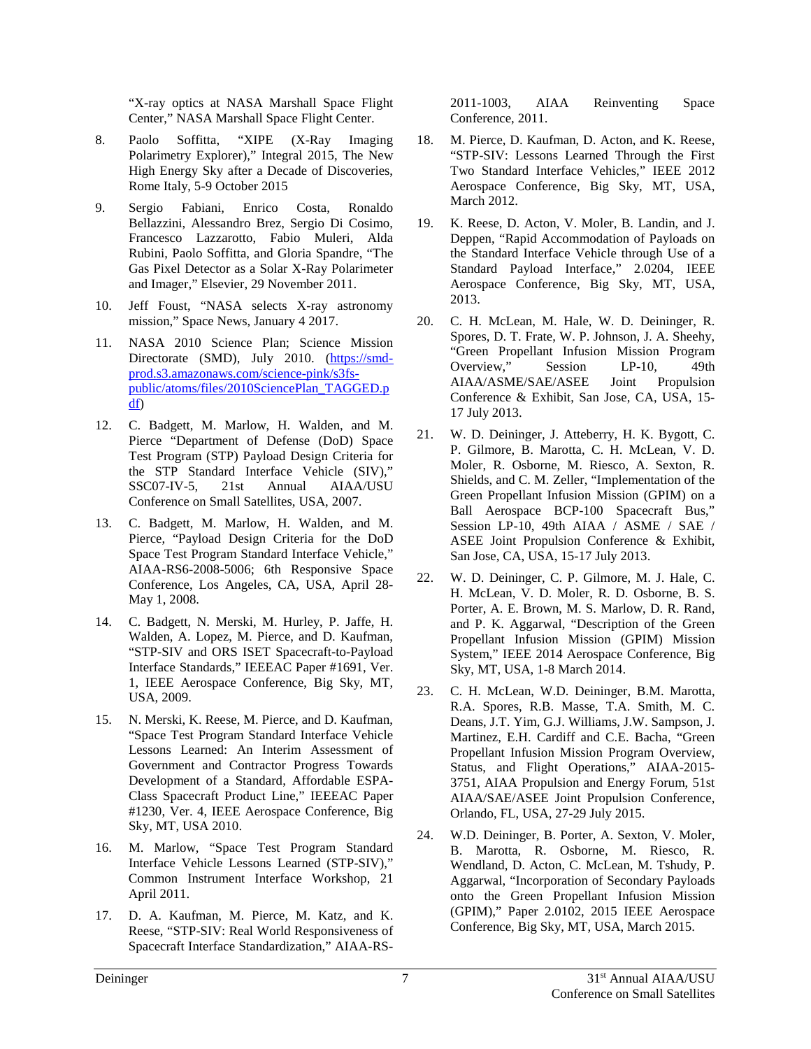"X-ray optics at NASA Marshall Space Flight Center," NASA Marshall Space Flight Center.

8. Paolo Soffitta, "XIPE (X-Ray Imaging Polarimetry Explorer)," Integral 2015, The New High Energy Sky after a Decade of Discoveries, Rome Italy, 5-9 October 2015

9. Sergio Fabiani, Enrico Costa, Ronaldo Bellazzini, Alessandro Brez, Sergio Di Cosimo, Francesco Lazzarotto, Fabio Muleri, Alda Rubini, Paolo Soffitta, and Gloria Spandre, "The Gas Pixel Detector as a Solar X-Ray Polarimeter and Imager," Elsevier, 29 November 2011.

10. Jeff Foust, "NASA selects X-ray astronomy mission," Space News, January 4 2017.

11. NASA 2010 Science Plan; Science Mission Directorate (SMD), July 2010. (https://smd-prod.s3.amazonaws.com/science-pink/s3fs-public/atoms/files/2010SciencePlan_TAGGED.pdf)

12. C. Badgett, M. Marlow, H. Walden, and M. Pierce "Department of Defense (DoD) Space Test Program (STP) Payload Design Criteria for the STP Standard Interface Vehicle (SIV)," SSC07-IV-5, 21st Annual AIAA/USU Conference on Small Satellites, USA, 2007.

13. C. Badgett, M. Marlow, H. Walden, and M. Pierce, "Payload Design Criteria for the DoD Space Test Program Standard Interface Vehicle," AIAA-RS6-2008-5006; 6th Responsive Space Conference, Los Angeles, CA, USA, April 28-May 1, 2008.

14. C. Badgett, N. Merski, M. Hurley, P. Jaffe, H. Walden, A. Lopez, M. Pierce, and D. Kaufman, "STP-SIV and ORS ISET Spacecraft-to-Payload Interface Standards," IEEEAC Paper #1691, Ver. 1, IEEE Aerospace Conference, Big Sky, MT, USA, 2009.

15. N. Merski, K. Reese, M. Pierce, and D. Kaufman, "Space Test Program Standard Interface Vehicle Lessons Learned: An Interim Assessment of Government and Contractor Progress Towards Development of a Standard, Affordable ESPA-Class Spacecraft Product Line," IEEEAC Paper #1230, Ver. 4, IEEE Aerospace Conference, Big Sky, MT, USA 2010.

16. M. Marlow, "Space Test Program Standard Interface Vehicle Lessons Learned (STP-SIV)," Common Instrument Interface Workshop, 21 April 2011.

17. D. A. Kaufman, M. Pierce, M. Katz, and K. Reese, "STP-SIV: Real World Responsiveness of Spacecraft Interface Standardization," AIAA-RS-2011-1003, AIAA Reinventing Space Conference, 2011.

18. M. Pierce, D. Kaufman, D. Acton, and K. Reese, "STP-SIV: Lessons Learned Through the First Two Standard Interface Vehicles," IEEE 2012 Aerospace Conference, Big Sky, MT, USA, March 2012.

19. K. Reese, D. Acton, V. Moler, B. Landin, and J. Deppen, "Rapid Accommodation of Payloads on the Standard Interface Vehicle through Use of a Standard Payload Interface," 2.0204, IEEE Aerospace Conference, Big Sky, MT, USA, 2013.

20. C. H. McLean, M. Hale, W. D. Deininger, R. Spores, D. T. Frate, W. P. Johnson, J. A. Sheehy, "Green Propellant Infusion Mission Program Overview," Session LP-10, 49th AIAA/ASME/SAE/ASEE Joint Propulsion Conference & Exhibit, San Jose, CA, USA, 15-17 July 2013.

21. W. D. Deininger, J. Atteberry, H. K. Bygott, C. P. Gilmore, B. Marotta, C. H. McLean, V. D. Moler, R. Osborne, M. Riesco, A. Sexton, R. Shields, and C. M. Zeller, "Implementation of the Green Propellant Infusion Mission (GPIM) on a Ball Aerospace BCP-100 Spacecraft Bus," Session LP-10, 49th AIAA / ASME / SAE / ASEE Joint Propulsion Conference & Exhibit, San Jose, CA, USA, 15-17 July 2013.

22. W. D. Deininger, C. P. Gilmore, M. J. Hale, C. H. McLean, V. D. Moler, R. D. Osborne, B. S. Porter, A. E. Brown, M. S. Marlow, D. R. Rand, and P. K. Aggarwal, "Description of the Green Propellant Infusion Mission (GPIM) Mission System," IEEE 2014 Aerospace Conference, Big Sky, MT, USA, 1-8 March 2014.

23. C. H. McLean, W.D. Deininger, B.M. Marotta, R.A. Spores, R.B. Masse, T.A. Smith, M. C. Deans, J.T. Yim, G.J. Williams, J.W. Sampson, J. Martinez, E.H. Cardiff and C.E. Bacha, "Green Propellant Infusion Mission Program Overview, Status, and Flight Operations," AIAA-2015-3751, AIAA Propulsion and Energy Forum, 51st AIAA/SAE/ASEE Joint Propulsion Conference, Orlando, FL, USA, 27-29 July 2015.

24. W.D. Deininger, B. Porter, A. Sexton, V. Moler, B. Marotta, R. Osborne, M. Riesco, R. Wendland, D. Acton, C. McLean, M. Tshudy, P. Aggarwal, "Incorporation of Secondary Payloads onto the Green Propellant Infusion Mission (GPIM)," Paper 2.0102, 2015 IEEE Aerospace Conference, Big Sky, MT, USA, March 2015.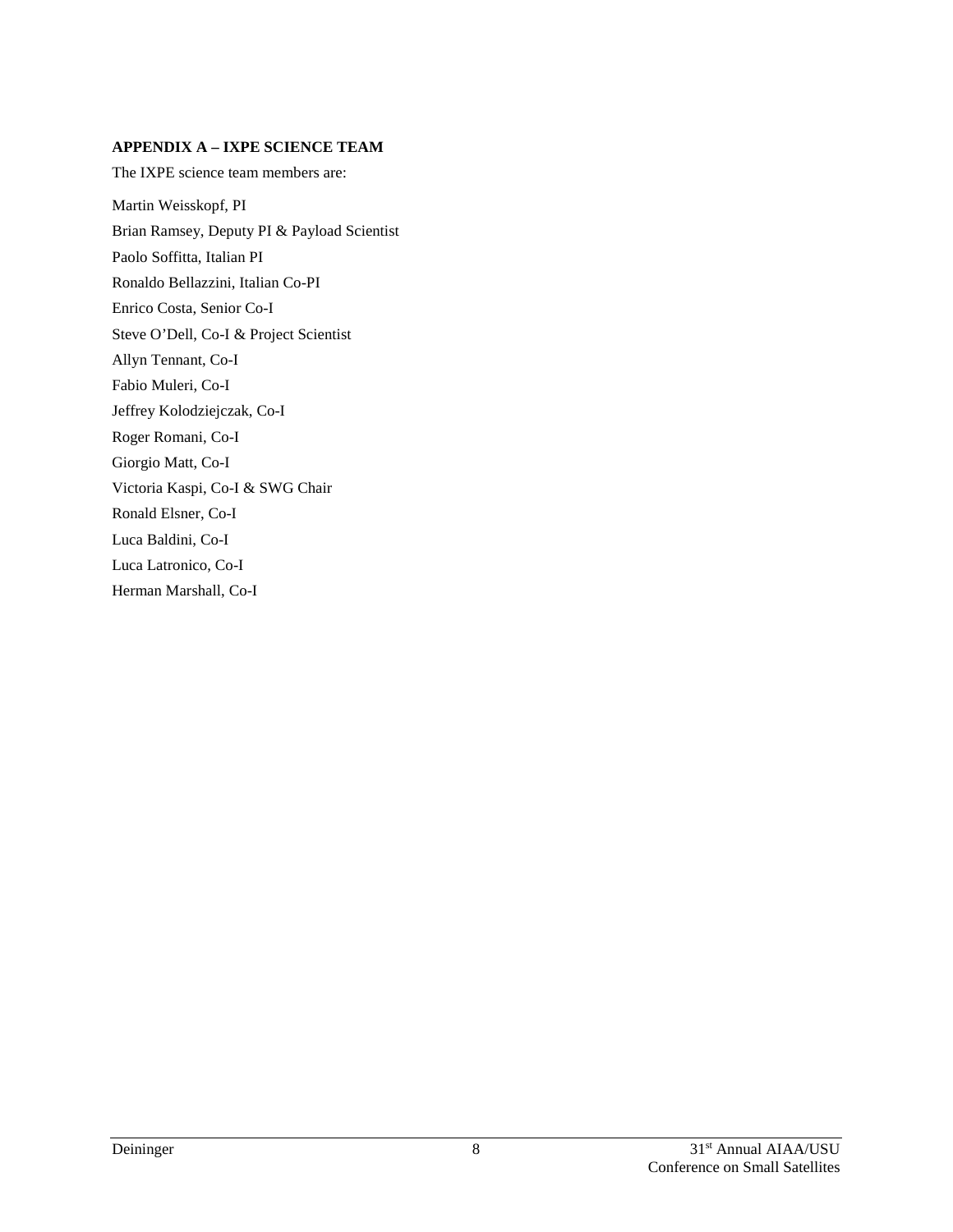## APPENDIX A – IXPE SCIENCE TEAM

The IXPE science team members are:

Martin Weisskopf, PI

Brian Ramsey, Deputy PI & Payload Scientist

Paolo Soffitta, Italian PI

Ronaldo Bellazzini, Italian Co-PI

Enrico Costa, Senior Co-I

Steve O'Dell, Co-I & Project Scientist

Allyn Tennant, Co-I

Fabio Muleri, Co-I

Jeffrey Kolodziejczak, Co-I

Roger Romani, Co-I

Giorgio Matt, Co-I

Victoria Kaspi, Co-I & SWG Chair

Ronald Elsner, Co-I

Luca Baldini, Co-I

Luca Latronico, Co-I

Herman Marshall, Co-I